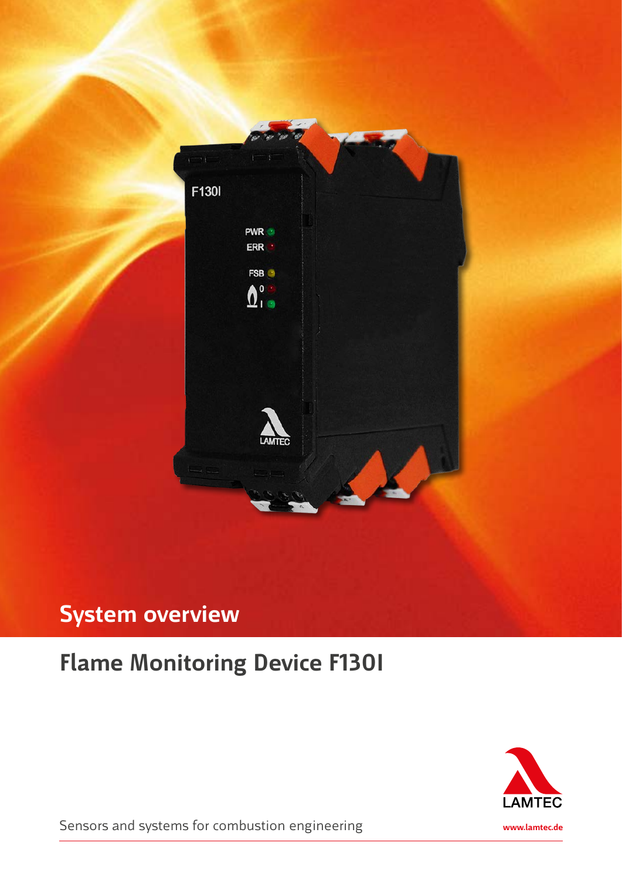## System overview

# Flame Monitoring Device F130I

Sensors and systems for combustion engineering

LAMTEC

www.lamtec.de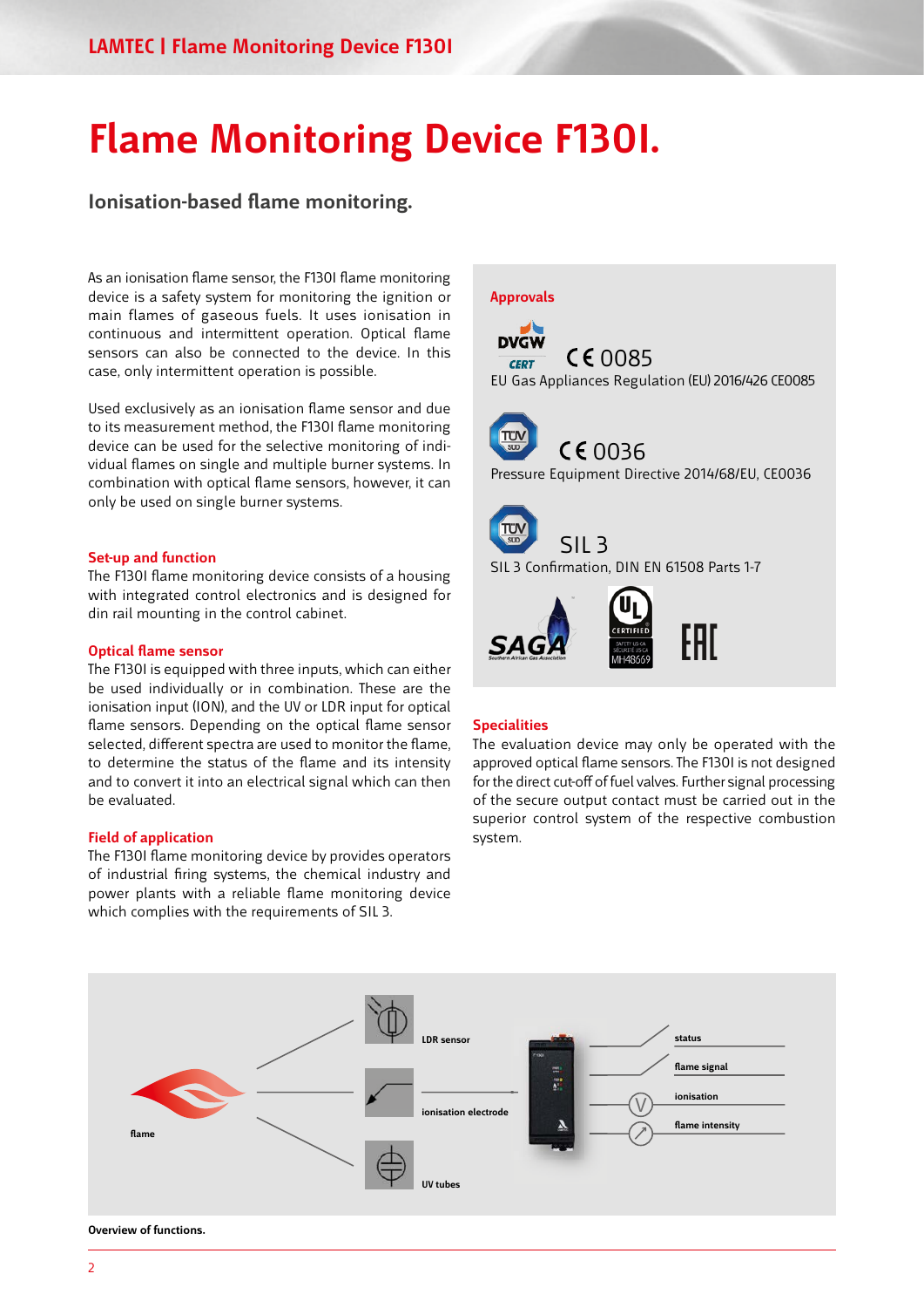# Flame Monitoring Device F130I.

## Ionisation-based flame monitoring.

As an ionisation flame sensor, the F130I flame monitoring device is a safety system for monitoring the ignition or main flames of gaseous fuels. It uses ionisation in continuous and intermittent operation. Optical flame sensors can also be connected to the device. In this case, only intermittent operation is possible.

Used exclusively as an ionisation flame sensor and due to its measurement method, the F130I flame monitoring device can be used for the selective monitoring of individual flames on single and multiple burner systems. In combination with optical flame sensors, however, it can only be used on single burner systems.

### Set-up and function

The F130I flame monitoring device consists of a housing with integrated control electronics and is designed for din rail mounting in the control cabinet.

### Optical flame sensor

The F130I is equipped with three inputs, which can either be used individually or in combination. These are the ionisation input (ION), and the UV or LDR input for optical flame sensors. Depending on the optical flame sensor selected, different spectra are used to monitor the flame, to determine the status of the flame and its intensity and to convert it into an electrical signal which can then be evaluated.

### Field of application

The F130I flame monitoring device by provides operators of industrial firing systems, the chemical industry and power plants with a reliable flame monitoring device which complies with the requirements of SIL 3.

### Approvals

DVGW CERT CE 0085
EU Gas Appliances Regulation (EU) 2016/426 CE0085

TÜV SÜD CE 0036
Pressure Equipment Directive 2014/68/EU, CE0036

TÜV SÜD SIL 3
SIL 3 Confirmation, DIN EN 61508 Parts 1-7

SAGA Southern African Gas Association — UL CERTIFIED SAFETY US-CA SÉCURITÉ US-CA MH48669 — EAC

### Specialities

The evaluation device may only be operated with the approved optical flame sensors. The F130I is not designed for the direct cut-off of fuel valves. Further signal processing of the secure output contact must be carried out in the superior control system of the respective combustion system.

flame — LDR sensor — ionisation electrode — UV tubes — status — flame signal — ionisation — flame intensity

**Overview of functions.**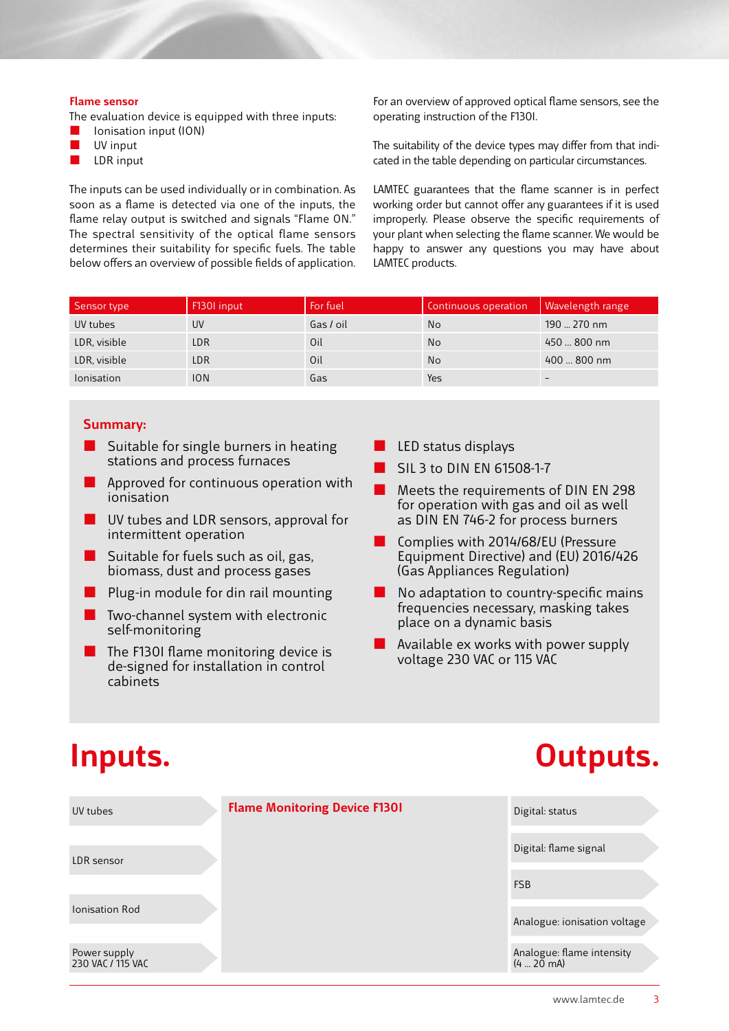## Flame sensor

The evaluation device is equipped with three inputs:

- Ionisation input (ION)
- UV input
- LDR input

The inputs can be used individually or in combination. As soon as a flame is detected via one of the inputs, the flame relay output is switched and signals "Flame ON." The spectral sensitivity of the optical flame sensors determines their suitability for specific fuels. The table below offers an overview of possible fields of application.

For an overview of approved optical flame sensors, see the operating instruction of the F130I.

The suitability of the device types may differ from that indicated in the table depending on particular circumstances.

LAMTEC guarantees that the flame scanner is in perfect working order but cannot offer any guarantees if it is used improperly. Please observe the specific requirements of your plant when selecting the flame scanner. We would be happy to answer any questions you may have about LAMTEC products.

| Sensor type | F130I input | For fuel | Continuous operation | Wavelength range |
|---|---|---|---|---|
| UV tubes | UV | Gas / oil | No | 190 ... 270 nm |
| LDR, visible | LDR | Oil | No | 450 ... 800 nm |
| LDR, visible | LDR | Oil | No | 400 ... 800 nm |
| Ionisation | ION | Gas | Yes | – |

## Summary:

- Suitable for single burners in heating stations and process furnaces
- Approved for continuous operation with ionisation
- UV tubes and LDR sensors, approval for intermittent operation
- Suitable for fuels such as oil, gas, biomass, dust and process gases
- Plug-in module for din rail mounting
- Two-channel system with electronic self-monitoring
- The F130I flame monitoring device is de-signed for installation in control cabinets
- LED status displays
- SIL 3 to DIN EN 61508-1-7
- Meets the requirements of DIN EN 298 for operation with gas and oil as well as DIN EN 746-2 for process burners
- Complies with 2014/68/EU (Pressure Equipment Directive) and (EU) 2016/426 (Gas Appliances Regulation)
- No adaptation to country-specific mains frequencies necessary, masking takes place on a dynamic basis
- Available ex works with power supply voltage 230 VAC or 115 VAC

# Inputs.

- UV tubes
- LDR sensor
- Ionisation Rod
- Power supply 230 VAC / 115 VAC

**Flame Monitoring Device F130I**

# Outputs.

- Digital: status
- Digital: flame signal
- FSB
- Analogue: ionisation voltage
- Analogue: flame intensity (4 ... 20 mA)

www.lamtec.de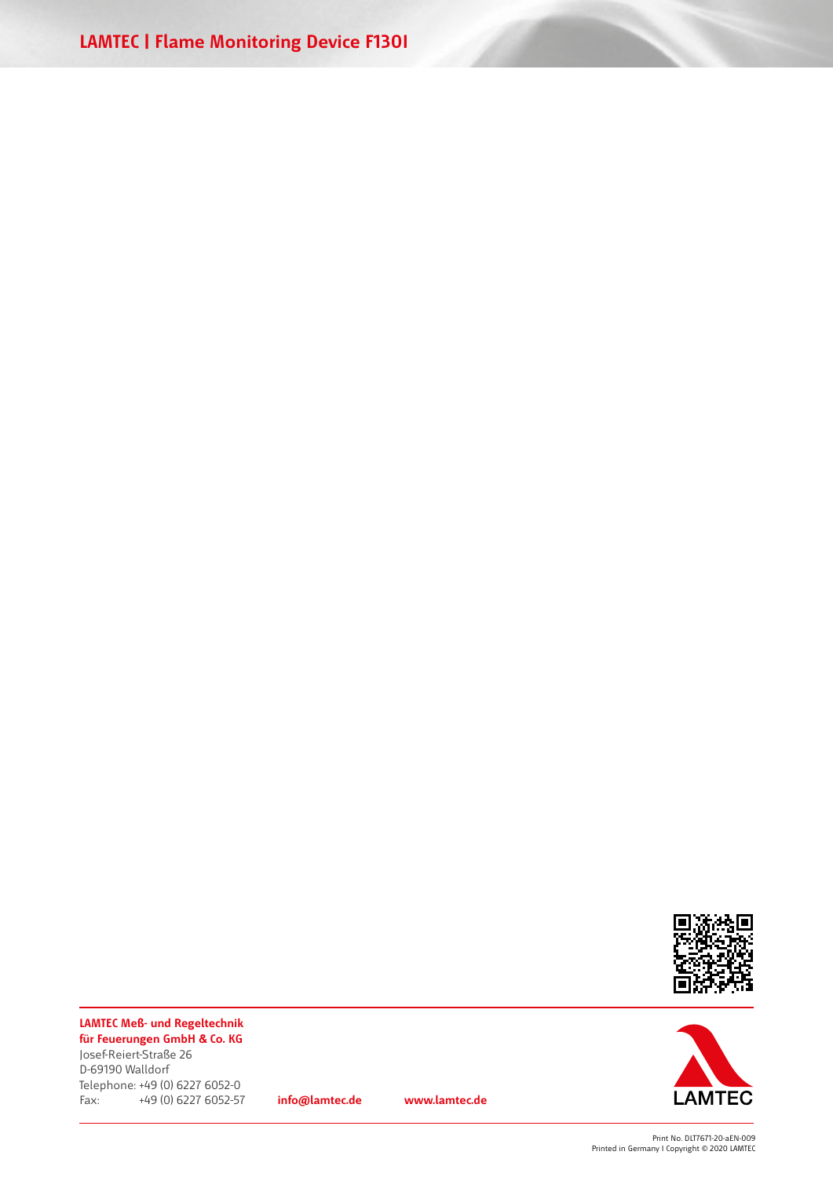**LAMTEC Meß- und Regeltechnik**
**für Feuerungen GmbH & Co. KG**
Josef-Reiert-Straße 26
D-69190 Walldorf
Telephone: +49 (0) 6227 6052-0
Fax: +49 (0) 6227 6052-57

**info@lamtec.de**

**www.lamtec.de**

Print No. DLT7671-20-aEN-009
Printed in Germany | Copyright © 2020 LAMTEC